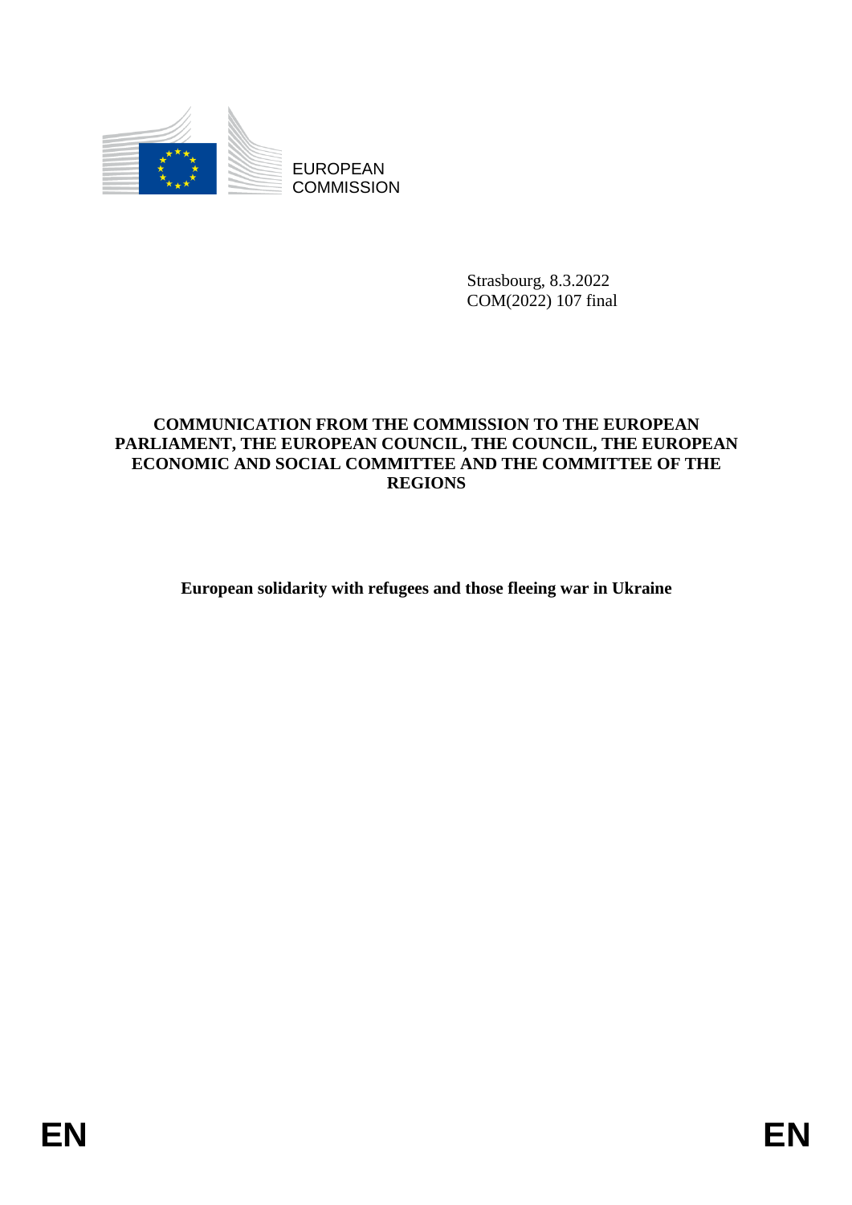EUROPEAN COMMISSION

Strasbourg, 8.3.2022
COM(2022) 107 final

**COMMUNICATION FROM THE COMMISSION TO THE EUROPEAN PARLIAMENT, THE EUROPEAN COUNCIL, THE COUNCIL, THE EUROPEAN ECONOMIC AND SOCIAL COMMITTEE AND THE COMMITTEE OF THE REGIONS**

**European solidarity with refugees and those fleeing war in Ukraine**

EN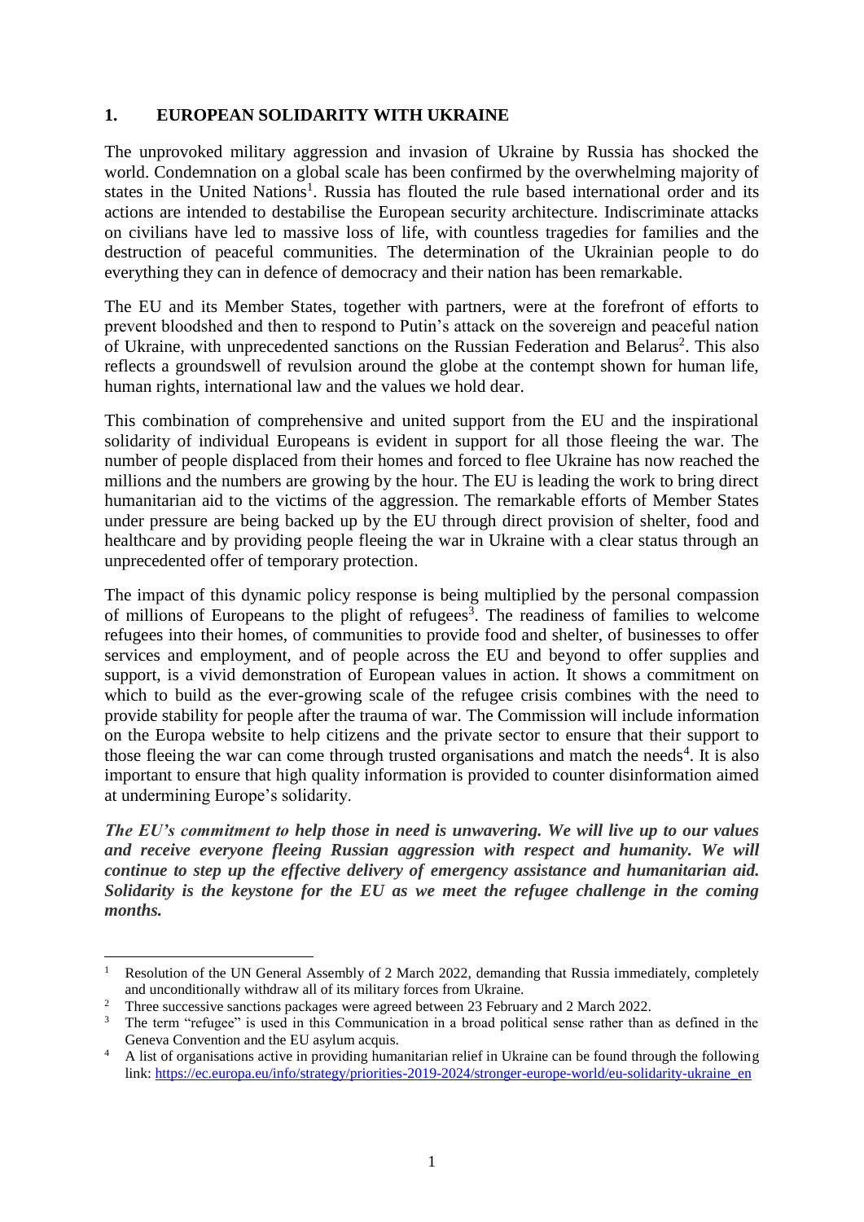## 1. EUROPEAN SOLIDARITY WITH UKRAINE

The unprovoked military aggression and invasion of Ukraine by Russia has shocked the world. Condemnation on a global scale has been confirmed by the overwhelming majority of states in the United Nations[1]. Russia has flouted the rule based international order and its actions are intended to destabilise the European security architecture. Indiscriminate attacks on civilians have led to massive loss of life, with countless tragedies for families and the destruction of peaceful communities. The determination of the Ukrainian people to do everything they can in defence of democracy and their nation has been remarkable.

The EU and its Member States, together with partners, were at the forefront of efforts to prevent bloodshed and then to respond to Putin's attack on the sovereign and peaceful nation of Ukraine, with unprecedented sanctions on the Russian Federation and Belarus[2]. This also reflects a groundswell of revulsion around the globe at the contempt shown for human life, human rights, international law and the values we hold dear.

This combination of comprehensive and united support from the EU and the inspirational solidarity of individual Europeans is evident in support for all those fleeing the war. The number of people displaced from their homes and forced to flee Ukraine has now reached the millions and the numbers are growing by the hour. The EU is leading the work to bring direct humanitarian aid to the victims of the aggression. The remarkable efforts of Member States under pressure are being backed up by the EU through direct provision of shelter, food and healthcare and by providing people fleeing the war in Ukraine with a clear status through an unprecedented offer of temporary protection.

The impact of this dynamic policy response is being multiplied by the personal compassion of millions of Europeans to the plight of refugees[3]. The readiness of families to welcome refugees into their homes, of communities to provide food and shelter, of businesses to offer services and employment, and of people across the EU and beyond to offer supplies and support, is a vivid demonstration of European values in action. It shows a commitment on which to build as the ever-growing scale of the refugee crisis combines with the need to provide stability for people after the trauma of war. The Commission will include information on the Europa website to help citizens and the private sector to ensure that their support to those fleeing the war can come through trusted organisations and match the needs[4]. It is also important to ensure that high quality information is provided to counter disinformation aimed at undermining Europe's solidarity.

***The EU's commitment to help those in need is unwavering. We will live up to our values and receive everyone fleeing Russian aggression with respect and humanity. We will continue to step up the effective delivery of emergency assistance and humanitarian aid. Solidarity is the keystone for the EU as we meet the refugee challenge in the coming months.***

---

[1] Resolution of the UN General Assembly of 2 March 2022, demanding that Russia immediately, completely and unconditionally withdraw all of its military forces from Ukraine.

[2] Three successive sanctions packages were agreed between 23 February and 2 March 2022.

[3] The term "refugee" is used in this Communication in a broad political sense rather than as defined in the Geneva Convention and the EU asylum acquis.

[4] A list of organisations active in providing humanitarian relief in Ukraine can be found through the following link: https://ec.europa.eu/info/strategy/priorities-2019-2024/stronger-europe-world/eu-solidarity-ukraine_en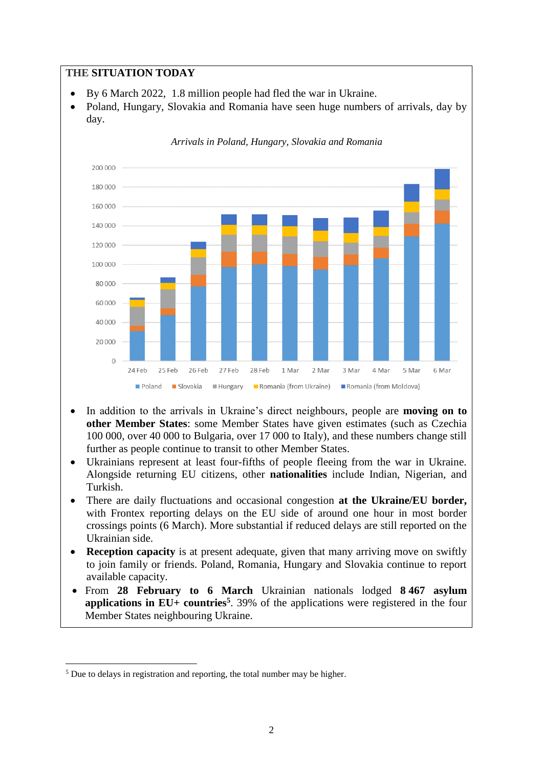## THE SITUATION TODAY

- By 6 March 2022, 1.8 million people had fled the war in Ukraine.
- Poland, Hungary, Slovakia and Romania have seen huge numbers of arrivals, day by day.

*Arrivals in Poland, Hungary, Slovakia and Romania*

- In addition to the arrivals in Ukraine's direct neighbours, people are **moving on to other Member States**: some Member States have given estimates (such as Czechia 100 000, over 40 000 to Bulgaria, over 17 000 to Italy), and these numbers change still further as people continue to transit to other Member States.
- Ukrainians represent at least four-fifths of people fleeing from the war in Ukraine. Alongside returning EU citizens, other **nationalities** include Indian, Nigerian, and Turkish.
- There are daily fluctuations and occasional congestion **at the Ukraine/EU border,** with Frontex reporting delays on the EU side of around one hour in most border crossings points (6 March). More substantial if reduced delays are still reported on the Ukrainian side.
- **Reception capacity** is at present adequate, given that many arriving move on swiftly to join family or friends. Poland, Romania, Hungary and Slovakia continue to report available capacity.
- From **28 February to 6 March** Ukrainian nationals lodged **8 467 asylum applications in EU+ countries**[5]. 39% of the applications were registered in the four Member States neighbouring Ukraine.

[5] Due to delays in registration and reporting, the total number may be higher.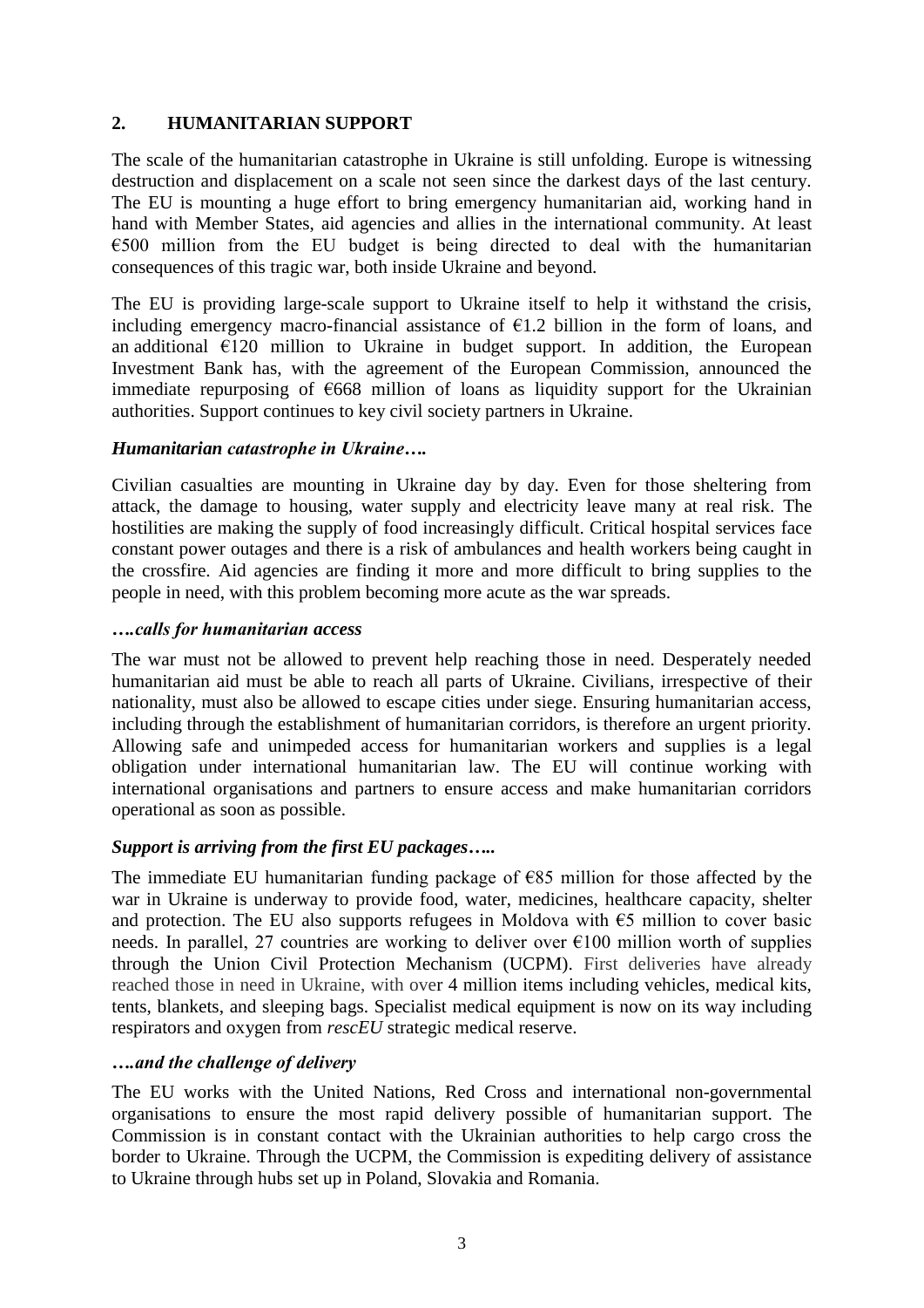## 2. HUMANITARIAN SUPPORT

The scale of the humanitarian catastrophe in Ukraine is still unfolding. Europe is witnessing destruction and displacement on a scale not seen since the darkest days of the last century. The EU is mounting a huge effort to bring emergency humanitarian aid, working hand in hand with Member States, aid agencies and allies in the international community. At least €500 million from the EU budget is being directed to deal with the humanitarian consequences of this tragic war, both inside Ukraine and beyond.

The EU is providing large-scale support to Ukraine itself to help it withstand the crisis, including emergency macro-financial assistance of €1.2 billion in the form of loans, and an additional €120 million to Ukraine in budget support. In addition, the European Investment Bank has, with the agreement of the European Commission, announced the immediate repurposing of €668 million of loans as liquidity support for the Ukrainian authorities. Support continues to key civil society partners in Ukraine.

### *Humanitarian catastrophe in Ukraine….*

Civilian casualties are mounting in Ukraine day by day. Even for those sheltering from attack, the damage to housing, water supply and electricity leave many at real risk. The hostilities are making the supply of food increasingly difficult. Critical hospital services face constant power outages and there is a risk of ambulances and health workers being caught in the crossfire. Aid agencies are finding it more and more difficult to bring supplies to the people in need, with this problem becoming more acute as the war spreads.

### *….calls for humanitarian access*

The war must not be allowed to prevent help reaching those in need. Desperately needed humanitarian aid must be able to reach all parts of Ukraine. Civilians, irrespective of their nationality, must also be allowed to escape cities under siege. Ensuring humanitarian access, including through the establishment of humanitarian corridors, is therefore an urgent priority. Allowing safe and unimpeded access for humanitarian workers and supplies is a legal obligation under international humanitarian law. The EU will continue working with international organisations and partners to ensure access and make humanitarian corridors operational as soon as possible.

### *Support is arriving from the first EU packages…..*

The immediate EU humanitarian funding package of €85 million for those affected by the war in Ukraine is underway to provide food, water, medicines, healthcare capacity, shelter and protection. The EU also supports refugees in Moldova with €5 million to cover basic needs. In parallel, 27 countries are working to deliver over €100 million worth of supplies through the Union Civil Protection Mechanism (UCPM). First deliveries have already reached those in need in Ukraine, with over 4 million items including vehicles, medical kits, tents, blankets, and sleeping bags. Specialist medical equipment is now on its way including respirators and oxygen from *rescEU* strategic medical reserve.

### *….and the challenge of delivery*

The EU works with the United Nations, Red Cross and international non-governmental organisations to ensure the most rapid delivery possible of humanitarian support. The Commission is in constant contact with the Ukrainian authorities to help cargo cross the border to Ukraine. Through the UCPM, the Commission is expediting delivery of assistance to Ukraine through hubs set up in Poland, Slovakia and Romania.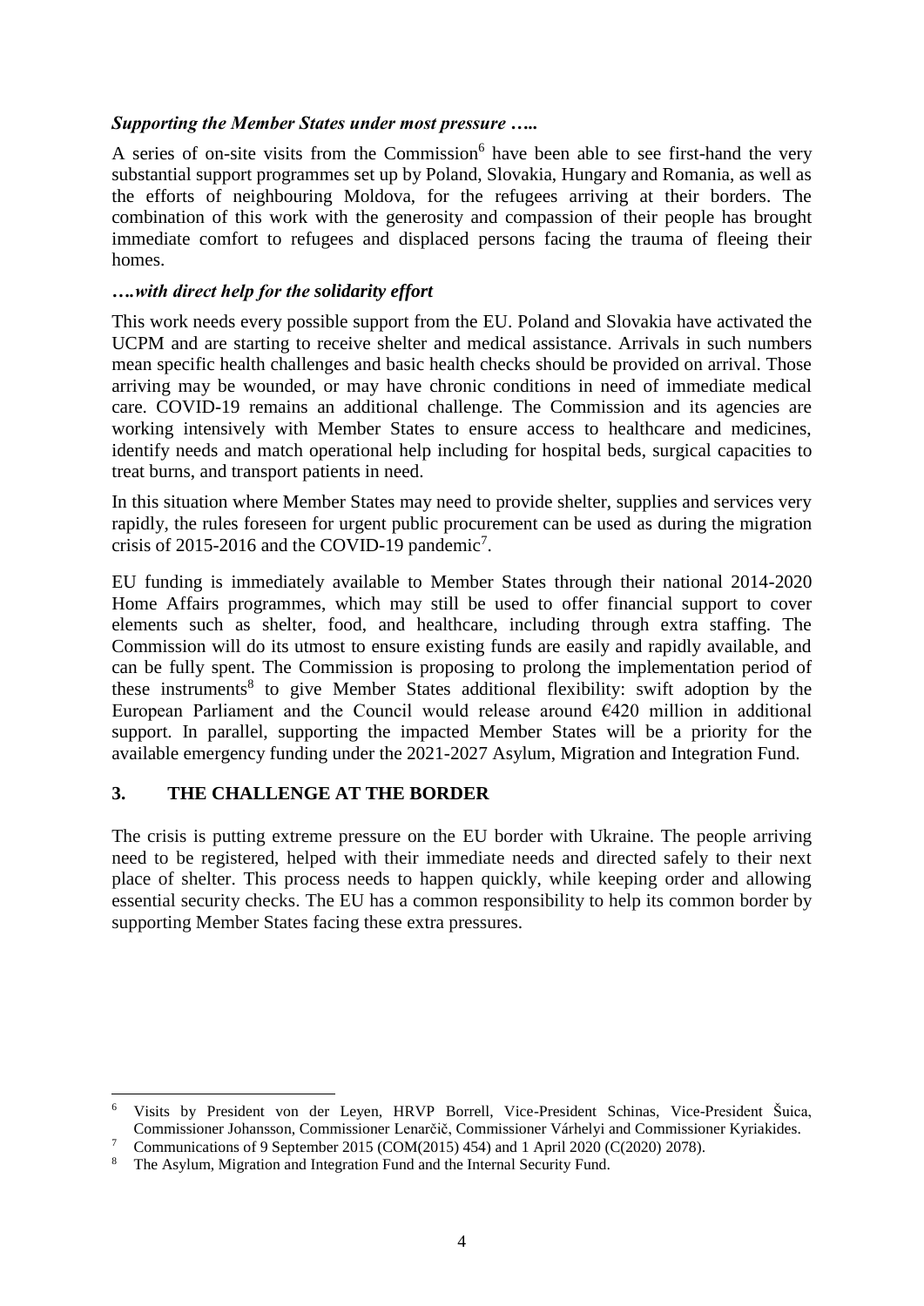***Supporting the Member States under most pressure …..***

A series of on-site visits from the Commission[6] have been able to see first-hand the very substantial support programmes set up by Poland, Slovakia, Hungary and Romania, as well as the efforts of neighbouring Moldova, for the refugees arriving at their borders. The combination of this work with the generosity and compassion of their people has brought immediate comfort to refugees and displaced persons facing the trauma of fleeing their homes.

***….with direct help for the solidarity effort***

This work needs every possible support from the EU. Poland and Slovakia have activated the UCPM and are starting to receive shelter and medical assistance. Arrivals in such numbers mean specific health challenges and basic health checks should be provided on arrival. Those arriving may be wounded, or may have chronic conditions in need of immediate medical care. COVID-19 remains an additional challenge. The Commission and its agencies are working intensively with Member States to ensure access to healthcare and medicines, identify needs and match operational help including for hospital beds, surgical capacities to treat burns, and transport patients in need.

In this situation where Member States may need to provide shelter, supplies and services very rapidly, the rules foreseen for urgent public procurement can be used as during the migration crisis of 2015-2016 and the COVID-19 pandemic[7].

EU funding is immediately available to Member States through their national 2014-2020 Home Affairs programmes, which may still be used to offer financial support to cover elements such as shelter, food, and healthcare, including through extra staffing. The Commission will do its utmost to ensure existing funds are easily and rapidly available, and can be fully spent. The Commission is proposing to prolong the implementation period of these instruments[8] to give Member States additional flexibility: swift adoption by the European Parliament and the Council would release around €420 million in additional support. In parallel, supporting the impacted Member States will be a priority for the available emergency funding under the 2021-2027 Asylum, Migration and Integration Fund.

## 3. THE CHALLENGE AT THE BORDER

The crisis is putting extreme pressure on the EU border with Ukraine. The people arriving need to be registered, helped with their immediate needs and directed safely to their next place of shelter. This process needs to happen quickly, while keeping order and allowing essential security checks. The EU has a common responsibility to help its common border by supporting Member States facing these extra pressures.

---

[6] Visits by President von der Leyen, HRVP Borrell, Vice-President Schinas, Vice-President Šuica, Commissioner Johansson, Commissioner Lenarčič, Commissioner Várhelyi and Commissioner Kyriakides.

[7] Communications of 9 September 2015 (COM(2015) 454) and 1 April 2020 (C(2020) 2078).

[8] The Asylum, Migration and Integration Fund and the Internal Security Fund.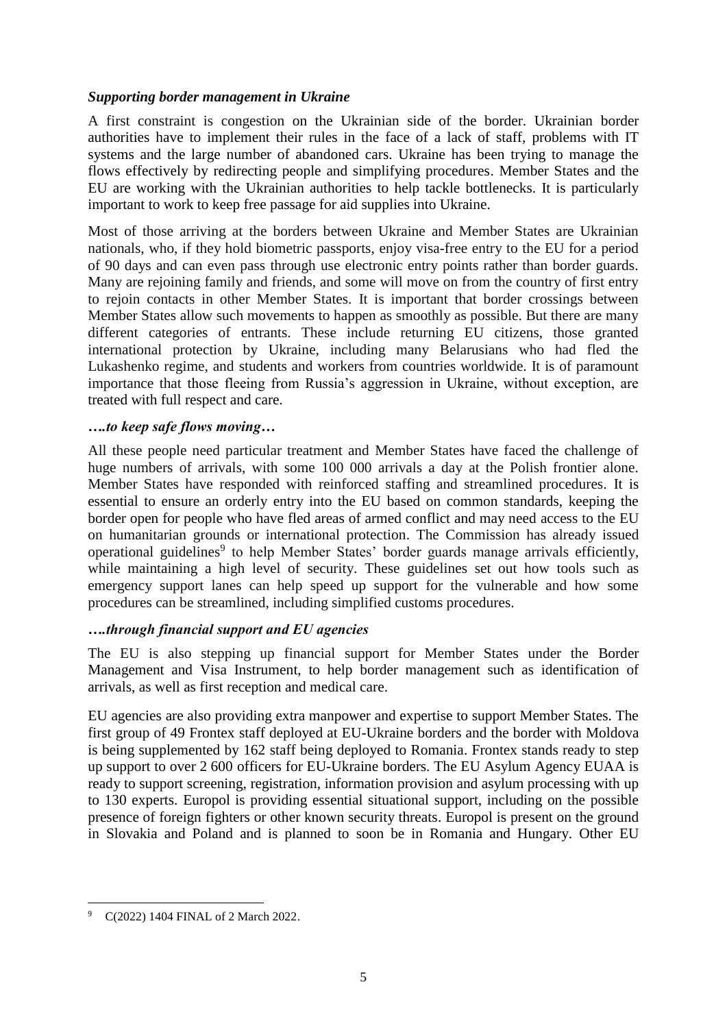***Supporting border management in Ukraine***

A first constraint is congestion on the Ukrainian side of the border. Ukrainian border authorities have to implement their rules in the face of a lack of staff, problems with IT systems and the large number of abandoned cars. Ukraine has been trying to manage the flows effectively by redirecting people and simplifying procedures. Member States and the EU are working with the Ukrainian authorities to help tackle bottlenecks. It is particularly important to work to keep free passage for aid supplies into Ukraine.

Most of those arriving at the borders between Ukraine and Member States are Ukrainian nationals, who, if they hold biometric passports, enjoy visa-free entry to the EU for a period of 90 days and can even pass through use electronic entry points rather than border guards. Many are rejoining family and friends, and some will move on from the country of first entry to rejoin contacts in other Member States. It is important that border crossings between Member States allow such movements to happen as smoothly as possible. But there are many different categories of entrants. These include returning EU citizens, those granted international protection by Ukraine, including many Belarusians who had fled the Lukashenko regime, and students and workers from countries worldwide. It is of paramount importance that those fleeing from Russia's aggression in Ukraine, without exception, are treated with full respect and care.

***….to keep safe flows moving…***

All these people need particular treatment and Member States have faced the challenge of huge numbers of arrivals, with some 100 000 arrivals a day at the Polish frontier alone. Member States have responded with reinforced staffing and streamlined procedures. It is essential to ensure an orderly entry into the EU based on common standards, keeping the border open for people who have fled areas of armed conflict and may need access to the EU on humanitarian grounds or international protection. The Commission has already issued operational guidelines[9] to help Member States' border guards manage arrivals efficiently, while maintaining a high level of security. These guidelines set out how tools such as emergency support lanes can help speed up support for the vulnerable and how some procedures can be streamlined, including simplified customs procedures.

***….through financial support and EU agencies***

The EU is also stepping up financial support for Member States under the Border Management and Visa Instrument, to help border management such as identification of arrivals, as well as first reception and medical care.

EU agencies are also providing extra manpower and expertise to support Member States. The first group of 49 Frontex staff deployed at EU-Ukraine borders and the border with Moldova is being supplemented by 162 staff being deployed to Romania. Frontex stands ready to step up support to over 2 600 officers for EU-Ukraine borders. The EU Asylum Agency EUAA is ready to support screening, registration, information provision and asylum processing with up to 130 experts. Europol is providing essential situational support, including on the possible presence of foreign fighters or other known security threats. Europol is present on the ground in Slovakia and Poland and is planned to soon be in Romania and Hungary. Other EU

[9] C(2022) 1404 FINAL of 2 March 2022.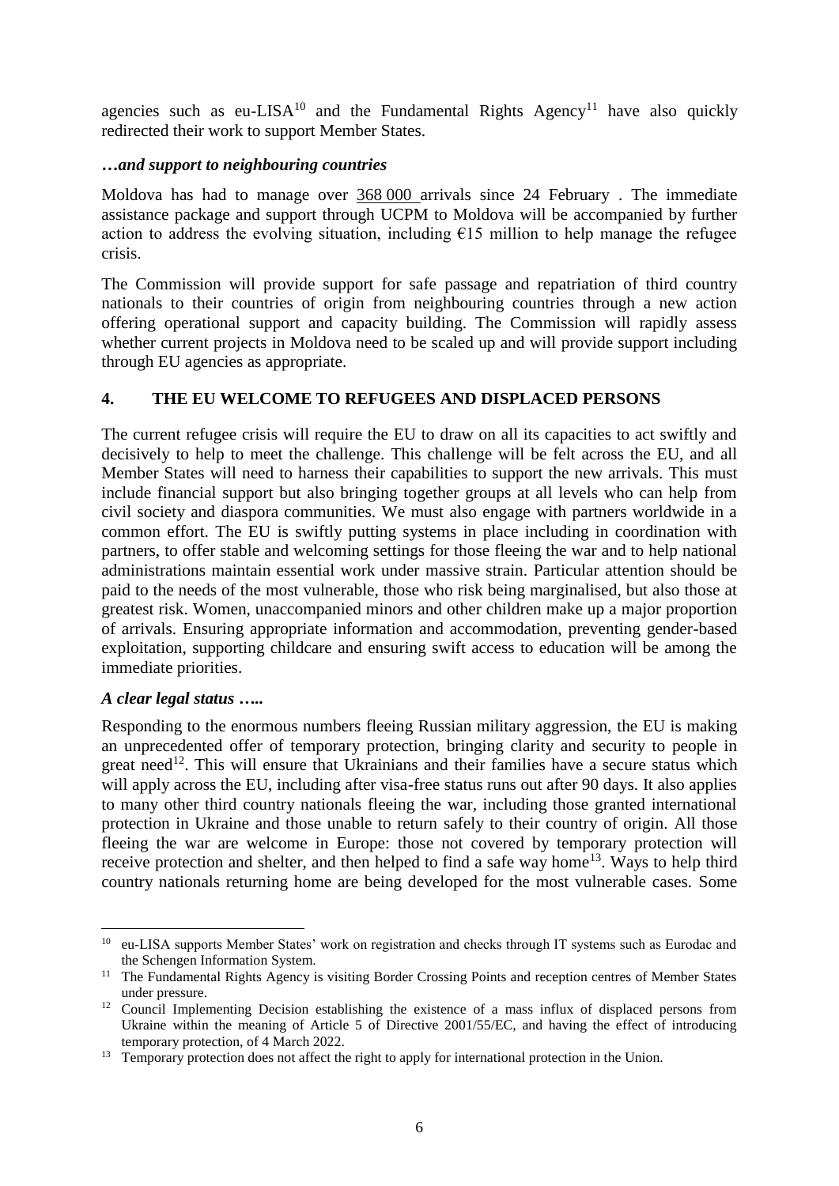agencies such as eu-LISA[10] and the Fundamental Rights Agency[11] have also quickly redirected their work to support Member States.

***…and support to neighbouring countries***

Moldova has had to manage over 368 000 arrivals since 24 February . The immediate assistance package and support through UCPM to Moldova will be accompanied by further action to address the evolving situation, including €15 million to help manage the refugee crisis.

The Commission will provide support for safe passage and repatriation of third country nationals to their countries of origin from neighbouring countries through a new action offering operational support and capacity building. The Commission will rapidly assess whether current projects in Moldova need to be scaled up and will provide support including through EU agencies as appropriate.

## 4. THE EU WELCOME TO REFUGEES AND DISPLACED PERSONS

The current refugee crisis will require the EU to draw on all its capacities to act swiftly and decisively to help to meet the challenge. This challenge will be felt across the EU, and all Member States will need to harness their capabilities to support the new arrivals. This must include financial support but also bringing together groups at all levels who can help from civil society and diaspora communities. We must also engage with partners worldwide in a common effort. The EU is swiftly putting systems in place including in coordination with partners, to offer stable and welcoming settings for those fleeing the war and to help national administrations maintain essential work under massive strain. Particular attention should be paid to the needs of the most vulnerable, those who risk being marginalised, but also those at greatest risk. Women, unaccompanied minors and other children make up a major proportion of arrivals. Ensuring appropriate information and accommodation, preventing gender-based exploitation, supporting childcare and ensuring swift access to education will be among the immediate priorities.

***A clear legal status …..***

Responding to the enormous numbers fleeing Russian military aggression, the EU is making an unprecedented offer of temporary protection, bringing clarity and security to people in great need[12]. This will ensure that Ukrainians and their families have a secure status which will apply across the EU, including after visa-free status runs out after 90 days. It also applies to many other third country nationals fleeing the war, including those granted international protection in Ukraine and those unable to return safely to their country of origin. All those fleeing the war are welcome in Europe: those not covered by temporary protection will receive protection and shelter, and then helped to find a safe way home[13]. Ways to help third country nationals returning home are being developed for the most vulnerable cases. Some

---

[10] eu-LISA supports Member States' work on registration and checks through IT systems such as Eurodac and the Schengen Information System.

[11] The Fundamental Rights Agency is visiting Border Crossing Points and reception centres of Member States under pressure.

[12] Council Implementing Decision establishing the existence of a mass influx of displaced persons from Ukraine within the meaning of Article 5 of Directive 2001/55/EC, and having the effect of introducing temporary protection, of 4 March 2022.

[13] Temporary protection does not affect the right to apply for international protection in the Union.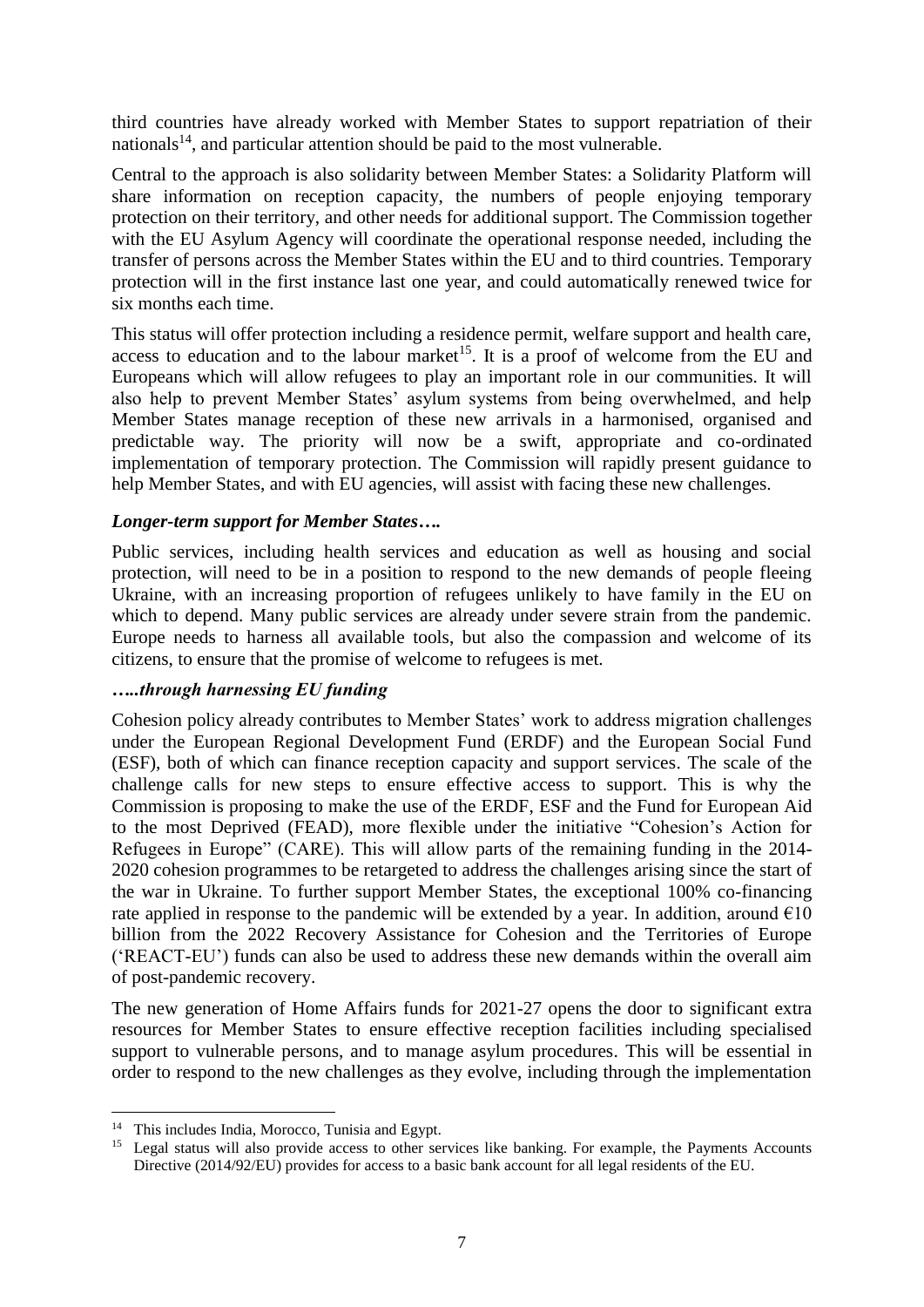third countries have already worked with Member States to support repatriation of their nationals[14], and particular attention should be paid to the most vulnerable.

Central to the approach is also solidarity between Member States: a Solidarity Platform will share information on reception capacity, the numbers of people enjoying temporary protection on their territory, and other needs for additional support. The Commission together with the EU Asylum Agency will coordinate the operational response needed, including the transfer of persons across the Member States within the EU and to third countries. Temporary protection will in the first instance last one year, and could automatically renewed twice for six months each time.

This status will offer protection including a residence permit, welfare support and health care, access to education and to the labour market[15]. It is a proof of welcome from the EU and Europeans which will allow refugees to play an important role in our communities. It will also help to prevent Member States' asylum systems from being overwhelmed, and help Member States manage reception of these new arrivals in a harmonised, organised and predictable way. The priority will now be a swift, appropriate and co-ordinated implementation of temporary protection. The Commission will rapidly present guidance to help Member States, and with EU agencies, will assist with facing these new challenges.

***Longer-term support for Member States….***

Public services, including health services and education as well as housing and social protection, will need to be in a position to respond to the new demands of people fleeing Ukraine, with an increasing proportion of refugees unlikely to have family in the EU on which to depend. Many public services are already under severe strain from the pandemic. Europe needs to harness all available tools, but also the compassion and welcome of its citizens, to ensure that the promise of welcome to refugees is met.

***…..through harnessing EU funding***

Cohesion policy already contributes to Member States' work to address migration challenges under the European Regional Development Fund (ERDF) and the European Social Fund (ESF), both of which can finance reception capacity and support services. The scale of the challenge calls for new steps to ensure effective access to support. This is why the Commission is proposing to make the use of the ERDF, ESF and the Fund for European Aid to the most Deprived (FEAD), more flexible under the initiative "Cohesion's Action for Refugees in Europe" (CARE). This will allow parts of the remaining funding in the 2014-2020 cohesion programmes to be retargeted to address the challenges arising since the start of the war in Ukraine. To further support Member States, the exceptional 100% co-financing rate applied in response to the pandemic will be extended by a year. In addition, around €10 billion from the 2022 Recovery Assistance for Cohesion and the Territories of Europe ('REACT-EU') funds can also be used to address these new demands within the overall aim of post-pandemic recovery.

The new generation of Home Affairs funds for 2021-27 opens the door to significant extra resources for Member States to ensure effective reception facilities including specialised support to vulnerable persons, and to manage asylum procedures. This will be essential in order to respond to the new challenges as they evolve, including through the implementation

[14] This includes India, Morocco, Tunisia and Egypt.

[15] Legal status will also provide access to other services like banking. For example, the Payments Accounts Directive (2014/92/EU) provides for access to a basic bank account for all legal residents of the EU.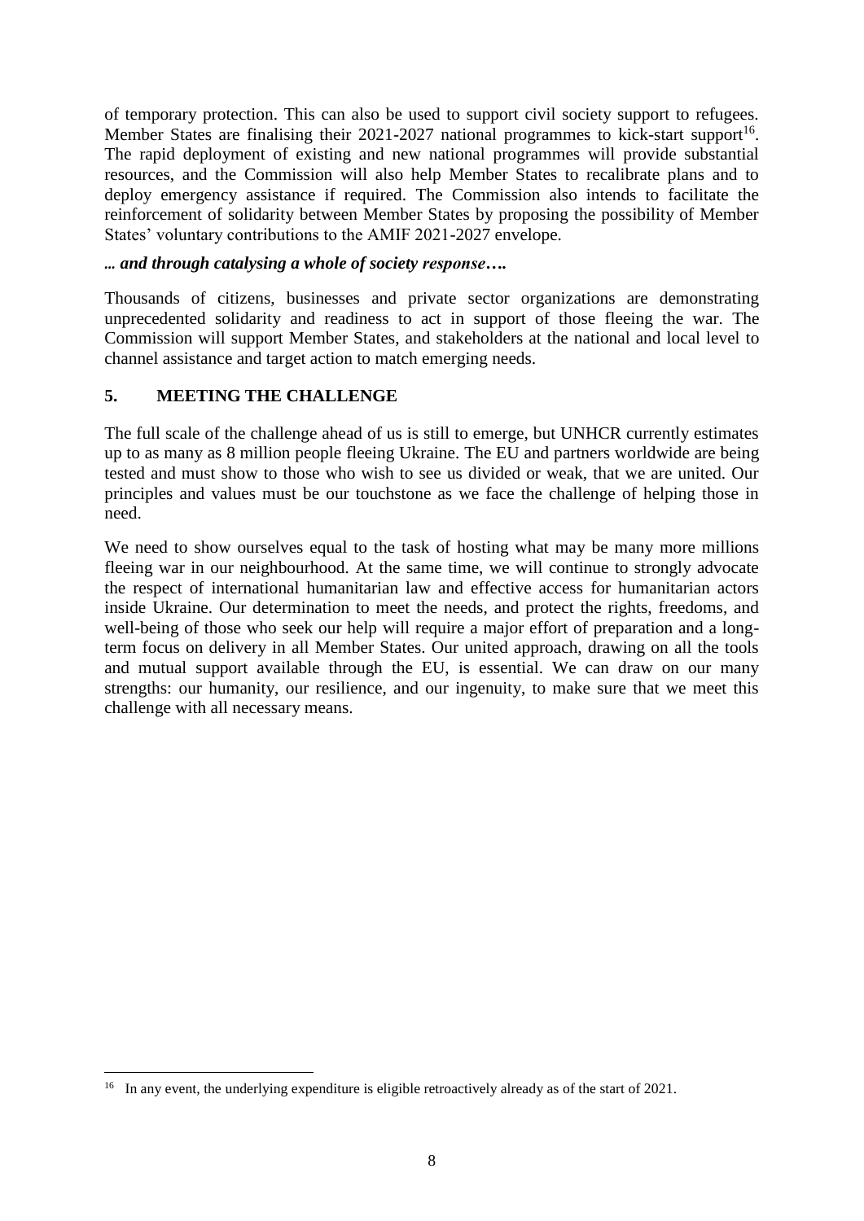of temporary protection. This can also be used to support civil society support to refugees. Member States are finalising their 2021-2027 national programmes to kick-start support[16]. The rapid deployment of existing and new national programmes will provide substantial resources, and the Commission will also help Member States to recalibrate plans and to deploy emergency assistance if required. The Commission also intends to facilitate the reinforcement of solidarity between Member States by proposing the possibility of Member States' voluntary contributions to the AMIF 2021-2027 envelope.

***… and through catalysing a whole of society response….***

Thousands of citizens, businesses and private sector organizations are demonstrating unprecedented solidarity and readiness to act in support of those fleeing the war. The Commission will support Member States, and stakeholders at the national and local level to channel assistance and target action to match emerging needs.

## 5. MEETING THE CHALLENGE

The full scale of the challenge ahead of us is still to emerge, but UNHCR currently estimates up to as many as 8 million people fleeing Ukraine. The EU and partners worldwide are being tested and must show to those who wish to see us divided or weak, that we are united. Our principles and values must be our touchstone as we face the challenge of helping those in need.

We need to show ourselves equal to the task of hosting what may be many more millions fleeing war in our neighbourhood. At the same time, we will continue to strongly advocate the respect of international humanitarian law and effective access for humanitarian actors inside Ukraine. Our determination to meet the needs, and protect the rights, freedoms, and well-being of those who seek our help will require a major effort of preparation and a long-term focus on delivery in all Member States. Our united approach, drawing on all the tools and mutual support available through the EU, is essential. We can draw on our many strengths: our humanity, our resilience, and our ingenuity, to make sure that we meet this challenge with all necessary means.

---

[16] In any event, the underlying expenditure is eligible retroactively already as of the start of 2021.